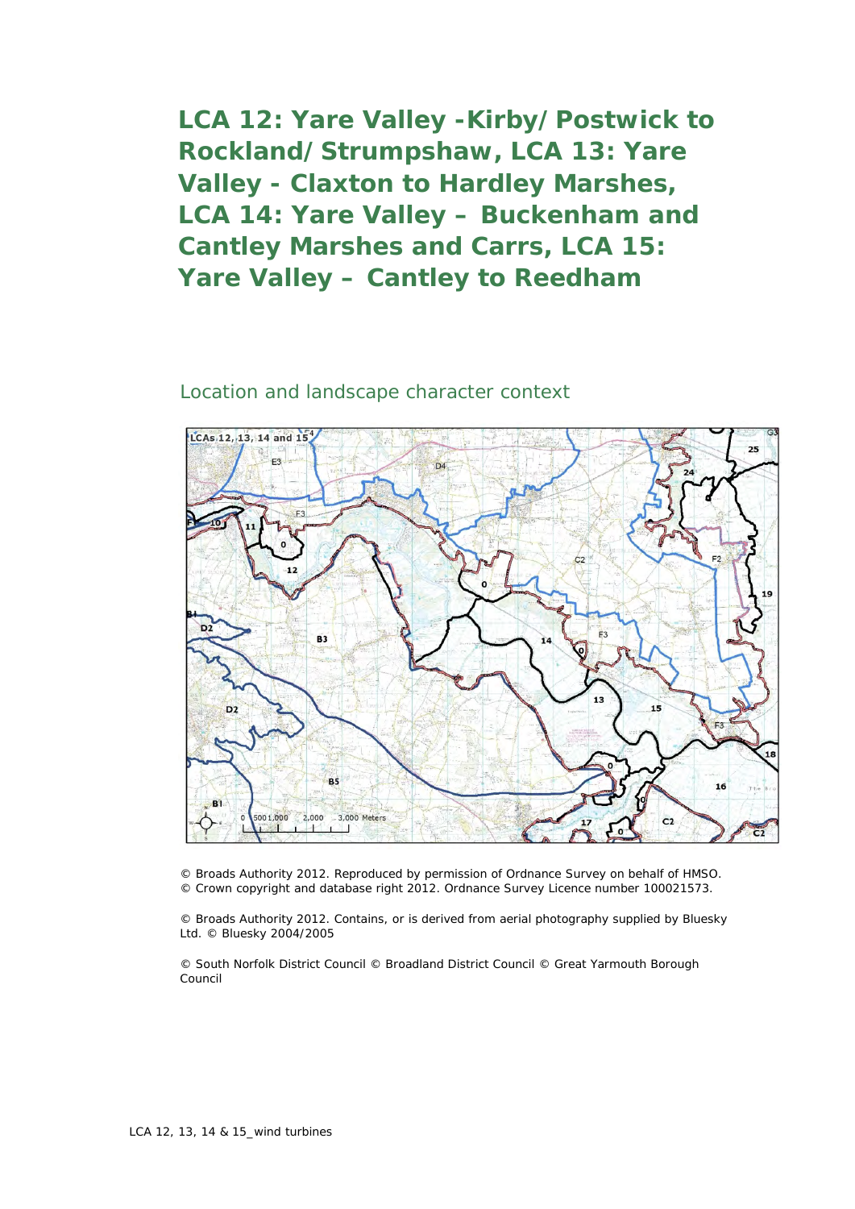# LCA 12: Yare Valley -Kirby/Postwick to Rockland/Strumpshaw, LCA 13: Yare Valley - Claxton to Hardley Marshes, LCA 14: Yare Valley – Buckenham and Cantley Marshes and Carrs, LCA 15: Yare Valley – Cantley to Reedham

## Location and landscape character context

© Broads Authority 2012. Reproduced by permission of Ordnance Survey on behalf of HMSO. © Crown copyright and database right 2012. Ordnance Survey Licence number 100021573.

© Broads Authority 2012. Contains, or is derived from aerial photography supplied by Bluesky Ltd. © Bluesky 2004/2005

© South Norfolk District Council © Broadland District Council © Great Yarmouth Borough Council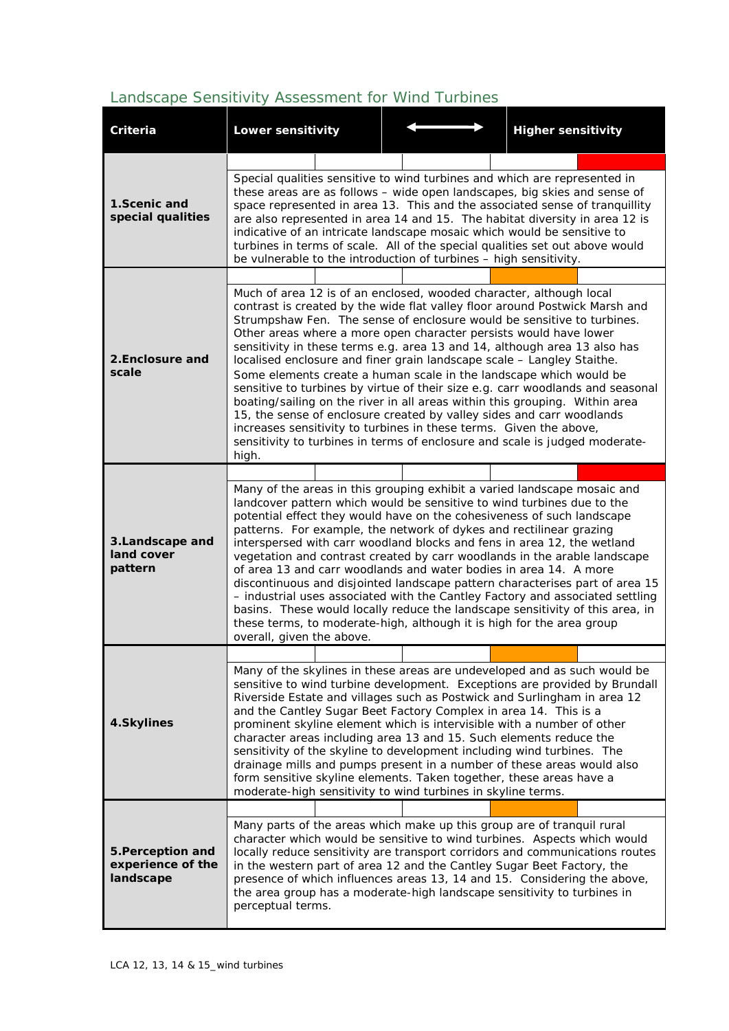## Landscape Sensitivity Assessment for Wind Turbines

| Criteria | Lower sensitivity | ⟷ | Higher sensitivity |
|---|---|---|---|
| **1.Scenic and special qualities** | Special qualities sensitive to wind turbines and which are represented in these areas are as follows – wide open landscapes, big skies and sense of space represented in area 13. This and the associated sense of tranquillity are also represented in area 14 and 15. The habitat diversity in area 12 is indicative of an intricate landscape mosaic which would be sensitive to turbines in terms of scale. All of the special qualities set out above would be vulnerable to the introduction of turbines – high sensitivity. | | |
| **2.Enclosure and scale** | Much of area 12 is of an enclosed, wooded character, although local contrast is created by the wide flat valley floor around Postwick Marsh and Strumpshaw Fen. The sense of enclosure would be sensitive to turbines. Other areas where a more open character persists would have lower sensitivity in these terms e.g. area 13 and 14, although area 13 also has localised enclosure and finer grain landscape scale – Langley Staithe. Some elements create a human scale in the landscape which would be sensitive to turbines by virtue of their size e.g. carr woodlands and seasonal boating/sailing on the river in all areas within this grouping. Within area 15, the sense of enclosure created by valley sides and carr woodlands increases sensitivity to turbines in these terms. Given the above, sensitivity to turbines in terms of enclosure and scale is judged moderate-high. | | |
| **3.Landscape and land cover pattern** | Many of the areas in this grouping exhibit a varied landscape mosaic and landcover pattern which would be sensitive to wind turbines due to the potential effect they would have on the cohesiveness of such landscape patterns. For example, the network of dykes and rectilinear grazing interspersed with carr woodland blocks and fens in area 12, the wetland vegetation and contrast created by carr woodlands in the arable landscape of area 13 and carr woodlands and water bodies in area 14. A more discontinuous and disjointed landscape pattern characterises part of area 15 – industrial uses associated with the Cantley Factory and associated settling basins. These would locally reduce the landscape sensitivity of this area, in these terms, to moderate-high, although it is high for the area group overall, given the above. | | |
| **4.Skylines** | Many of the skylines in these areas are undeveloped and as such would be sensitive to wind turbine development. Exceptions are provided by Brundall Riverside Estate and villages such as Postwick and Surlingham in area 12 and the Cantley Sugar Beet Factory Complex in area 14. This is a prominent skyline element which is intervisible with a number of other character areas including area 13 and 15. Such elements reduce the sensitivity of the skyline to development including wind turbines. The drainage mills and pumps present in a number of these areas would also form sensitive skyline elements. Taken together, these areas have a moderate-high sensitivity to wind turbines in skyline terms. | | |
| **5.Perception and experience of the landscape** | Many parts of the areas which make up this group are of tranquil rural character which would be sensitive to wind turbines. Aspects which would locally reduce sensitivity are transport corridors and communications routes in the western part of area 12 and the Cantley Sugar Beet Factory, the presence of which influences areas 13, 14 and 15. Considering the above, the area group has a moderate-high landscape sensitivity to turbines in perceptual terms. | | |

LCA 12, 13, 14 & 15_wind turbines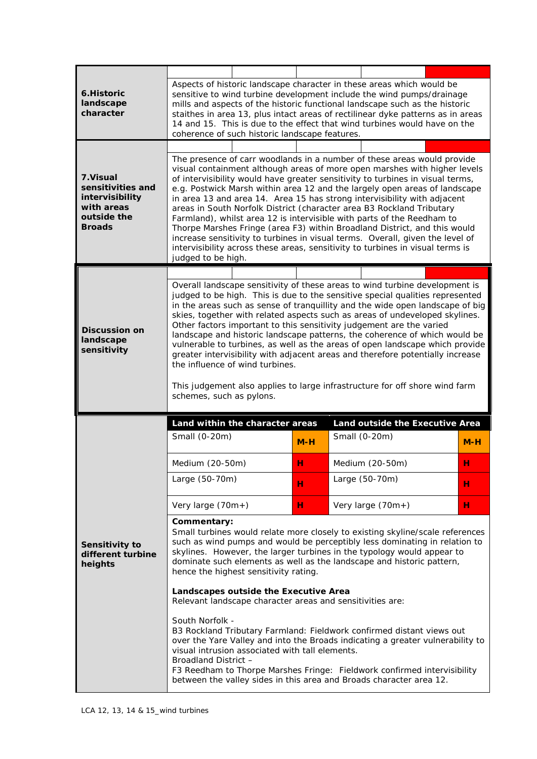| | |
|---|---|
| **6.Historic landscape character** | Aspects of historic landscape character in these areas which would be sensitive to wind turbine development include the wind pumps/drainage mills and aspects of the historic functional landscape such as the historic staithes in area 13, plus intact areas of rectilinear dyke patterns as in areas 14 and 15. This is due to the effect that wind turbines would have on the coherence of such historic landscape features. |
| **7.Visual sensitivities and intervisibility with areas outside the Broads** | The presence of carr woodlands in a number of these areas would provide visual containment although areas of more open marshes with higher levels of intervisibility would have greater sensitivity to turbines in visual terms, e.g. Postwick Marsh within area 12 and the largely open areas of landscape in area 13 and area 14. Area 15 has strong intervisibility with adjacent areas in South Norfolk District (character area B3 Rockland Tributary Farmland), whilst area 12 is intervisible with parts of the Reedham to Thorpe Marshes Fringe (area F3) within Broadland District, and this would increase sensitivity to turbines in visual terms. Overall, given the level of intervisibility across these areas, sensitivity to turbines in visual terms is judged to be high. |
| **Discussion on landscape sensitivity** | Overall landscape sensitivity of these areas to wind turbine development is judged to be high. This is due to the sensitive special qualities represented in the areas such as sense of tranquillity and the wide open landscape of big skies, together with related aspects such as areas of undeveloped skylines. Other factors important to this sensitivity judgement are the varied landscape and historic landscape patterns, the coherence of which would be vulnerable to turbines, as well as the areas of open landscape which provide greater intervisibility with adjacent areas and therefore potentially increase the influence of wind turbines.<br><br>This judgement also applies to large infrastructure for off shore wind farm schemes, such as pylons. |

**Sensitivity to different turbine heights**

| Land within the character areas | | Land outside the Executive Area | |
|---|---|---|---|
| Small (0-20m) | M-H | Small (0-20m) | M-H |
| Medium (20-50m) | H | Medium (20-50m) | H |
| Large (50-70m) | H | Large (50-70m) | H |
| Very large (70m+) | H | Very large (70m+) | H |

**Commentary:**
Small turbines would relate more closely to existing skyline/scale references such as wind pumps and would be perceptibly less dominating in relation to skylines. However, the larger turbines in the typology would appear to dominate such elements as well as the landscape and historic pattern, hence the highest sensitivity rating.

**Landscapes outside the Executive Area**
Relevant landscape character areas and sensitivities are:

South Norfolk -
B3 Rockland Tributary Farmland: Fieldwork confirmed distant views out over the Yare Valley and into the Broads indicating a greater vulnerability to visual intrusion associated with tall elements.
Broadland District –
F3 Reedham to Thorpe Marshes Fringe: Fieldwork confirmed intervisibility between the valley sides in this area and Broads character area 12.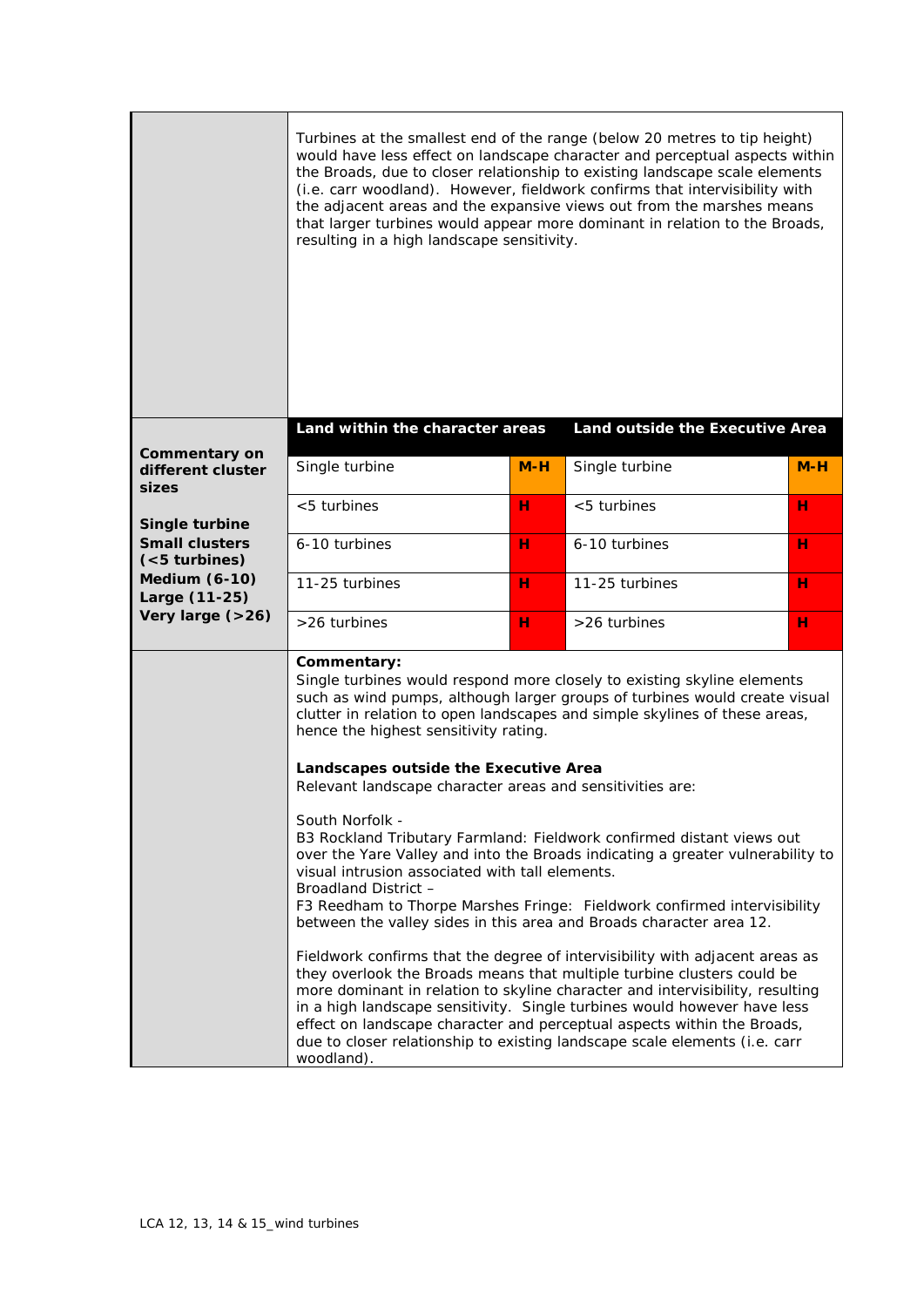Turbines at the smallest end of the range (below 20 metres to tip height) would have less effect on landscape character and perceptual aspects within the Broads, due to closer relationship to existing landscape scale elements (i.e. carr woodland). However, fieldwork confirms that intervisibility with the adjacent areas and the expansive views out from the marshes means that larger turbines would appear more dominant in relation to the Broads, resulting in a high landscape sensitivity.

**Commentary on different cluster sizes**

**Single turbine**
**Small clusters (<5 turbines)**
**Medium (6-10)**
**Large (11-25)**
**Very large (>26)**

| Land within the character areas | | Land outside the Executive Area | |
|---|---|---|---|
| Single turbine | M-H | Single turbine | M-H |
| <5 turbines | H | <5 turbines | H |
| 6-10 turbines | H | 6-10 turbines | H |
| 11-25 turbines | H | 11-25 turbines | H |
| >26 turbines | H | >26 turbines | H |

**Commentary:**
Single turbines would respond more closely to existing skyline elements such as wind pumps, although larger groups of turbines would create visual clutter in relation to open landscapes and simple skylines of these areas, hence the highest sensitivity rating.

**Landscapes outside the Executive Area**
Relevant landscape character areas and sensitivities are:

South Norfolk -
B3 Rockland Tributary Farmland: Fieldwork confirmed distant views out over the Yare Valley and into the Broads indicating a greater vulnerability to visual intrusion associated with tall elements.
Broadland District –
F3 Reedham to Thorpe Marshes Fringe: Fieldwork confirmed intervisibility between the valley sides in this area and Broads character area 12.

Fieldwork confirms that the degree of intervisibility with adjacent areas as they overlook the Broads means that multiple turbine clusters could be more dominant in relation to skyline character and intervisibility, resulting in a high landscape sensitivity. Single turbines would however have less effect on landscape character and perceptual aspects within the Broads, due to closer relationship to existing landscape scale elements (i.e. carr woodland).